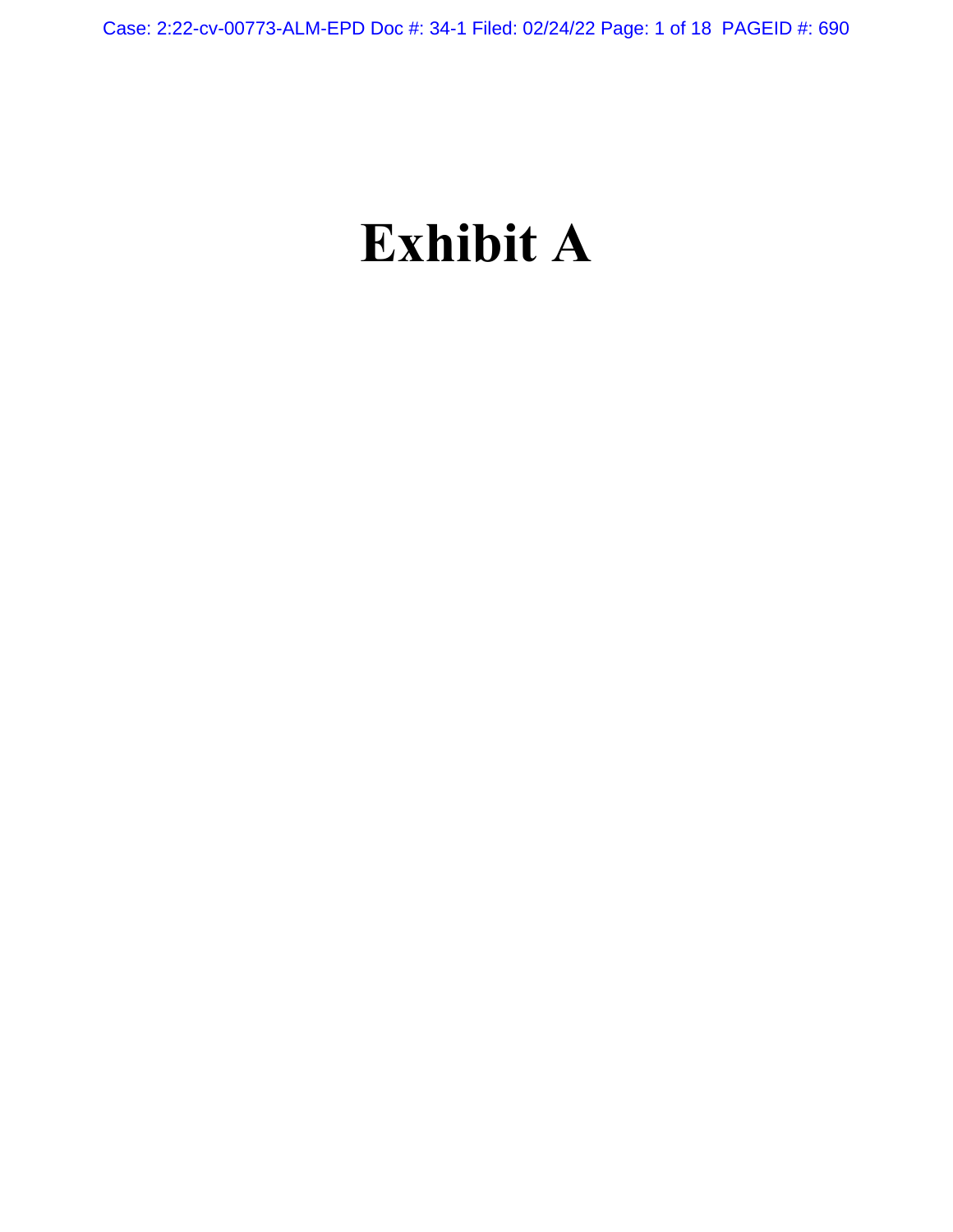# Exhibit A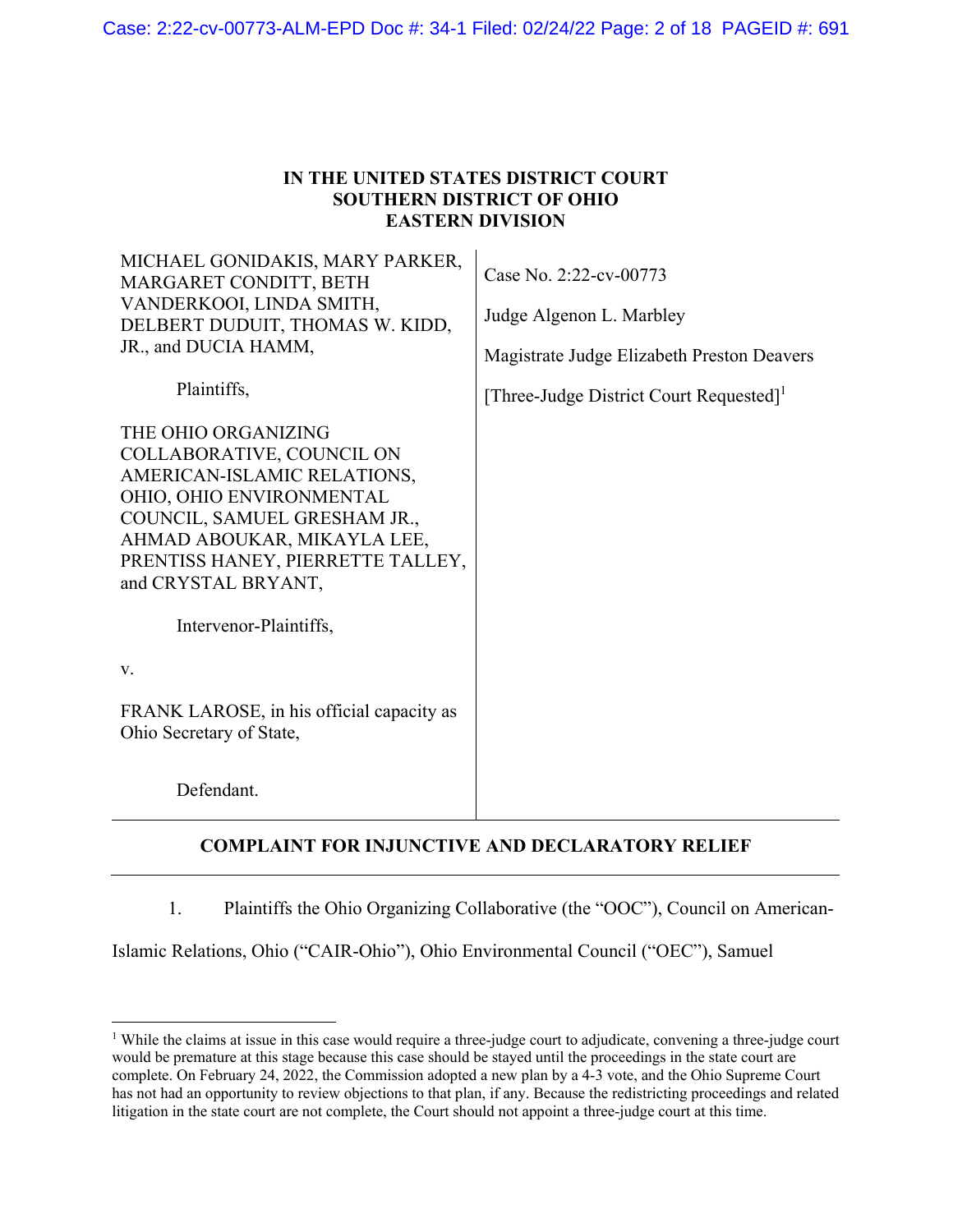**IN THE UNITED STATES DISTRICT COURT**
**SOUTHERN DISTRICT OF OHIO**
**EASTERN DIVISION**

| | |
|---|---|
| MICHAEL GONIDAKIS, MARY PARKER, MARGARET CONDITT, BETH VANDERKOOI, LINDA SMITH, DELBERT DUDUIT, THOMAS W. KIDD, JR., and DUCIA HAMM,<br><br>Plaintiffs,<br><br>THE OHIO ORGANIZING COLLABORATIVE, COUNCIL ON AMERICAN-ISLAMIC RELATIONS, OHIO, OHIO ENVIRONMENTAL COUNCIL, SAMUEL GRESHAM JR., AHMAD ABOUKAR, MIKAYLA LEE, PRENTISS HANEY, PIERRETTE TALLEY, and CRYSTAL BRYANT,<br><br>Intervenor-Plaintiffs,<br><br>v.<br><br>FRANK LAROSE, in his official capacity as Ohio Secretary of State,<br><br>Defendant. | Case No. 2:22-cv-00773<br><br>Judge Algenon L. Marbley<br><br>Magistrate Judge Elizabeth Preston Deavers<br><br>[Three-Judge District Court Requested][1] |

**COMPLAINT FOR INJUNCTIVE AND DECLARATORY RELIEF**

1. Plaintiffs the Ohio Organizing Collaborative (the "OOC"), Council on American-Islamic Relations, Ohio ("CAIR-Ohio"), Ohio Environmental Council ("OEC"), Samuel

[1] While the claims at issue in this case would require a three-judge court to adjudicate, convening a three-judge court would be premature at this stage because this case should be stayed until the proceedings in the state court are complete. On February 24, 2022, the Commission adopted a new plan by a 4-3 vote, and the Ohio Supreme Court has not had an opportunity to review objections to that plan, if any. Because the redistricting proceedings and related litigation in the state court are not complete, the Court should not appoint a three-judge court at this time.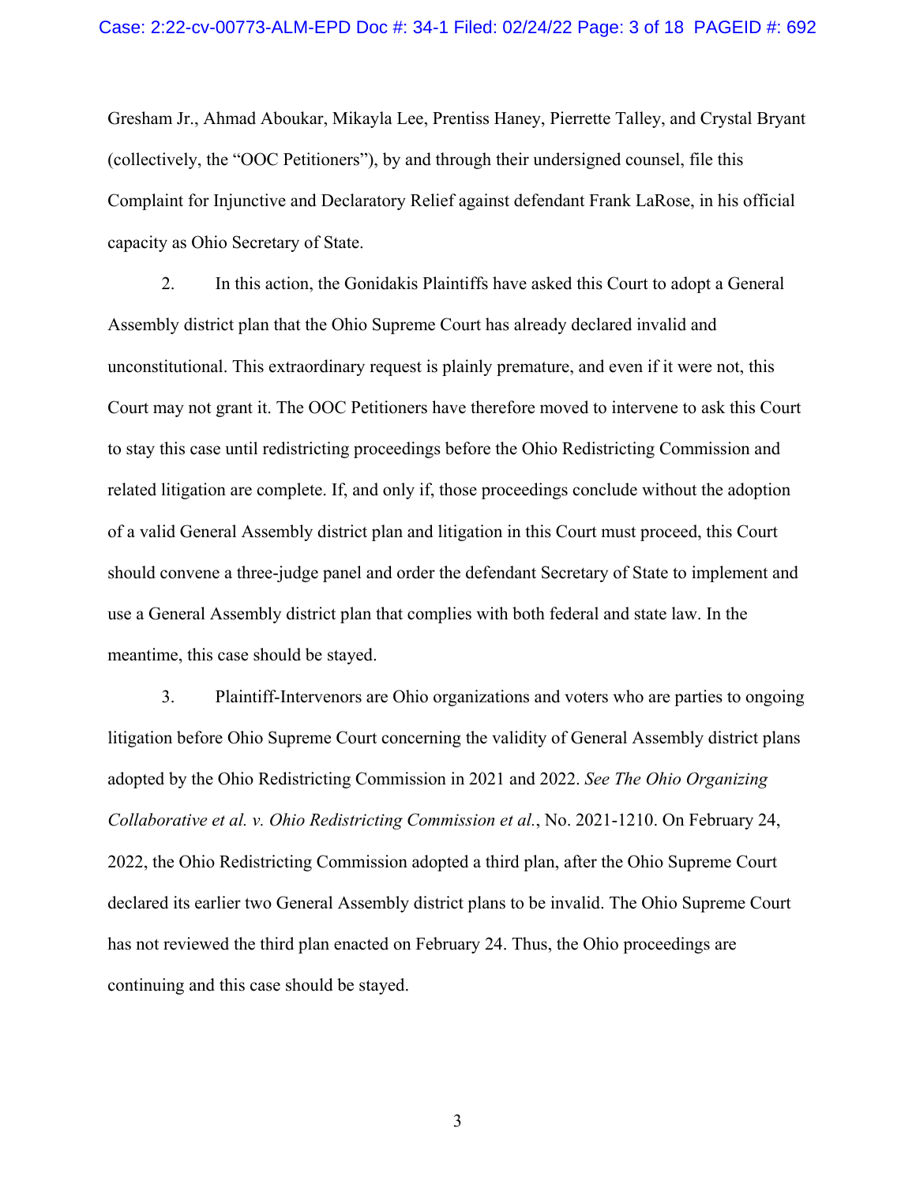Gresham Jr., Ahmad Aboukar, Mikayla Lee, Prentiss Haney, Pierrette Talley, and Crystal Bryant (collectively, the "OOC Petitioners"), by and through their undersigned counsel, file this Complaint for Injunctive and Declaratory Relief against defendant Frank LaRose, in his official capacity as Ohio Secretary of State.

2. In this action, the Gonidakis Plaintiffs have asked this Court to adopt a General Assembly district plan that the Ohio Supreme Court has already declared invalid and unconstitutional. This extraordinary request is plainly premature, and even if it were not, this Court may not grant it. The OOC Petitioners have therefore moved to intervene to ask this Court to stay this case until redistricting proceedings before the Ohio Redistricting Commission and related litigation are complete. If, and only if, those proceedings conclude without the adoption of a valid General Assembly district plan and litigation in this Court must proceed, this Court should convene a three-judge panel and order the defendant Secretary of State to implement and use a General Assembly district plan that complies with both federal and state law. In the meantime, this case should be stayed.

3. Plaintiff-Intervenors are Ohio organizations and voters who are parties to ongoing litigation before Ohio Supreme Court concerning the validity of General Assembly district plans adopted by the Ohio Redistricting Commission in 2021 and 2022. *See The Ohio Organizing Collaborative et al. v. Ohio Redistricting Commission et al.*, No. 2021-1210. On February 24, 2022, the Ohio Redistricting Commission adopted a third plan, after the Ohio Supreme Court declared its earlier two General Assembly district plans to be invalid. The Ohio Supreme Court has not reviewed the third plan enacted on February 24. Thus, the Ohio proceedings are continuing and this case should be stayed.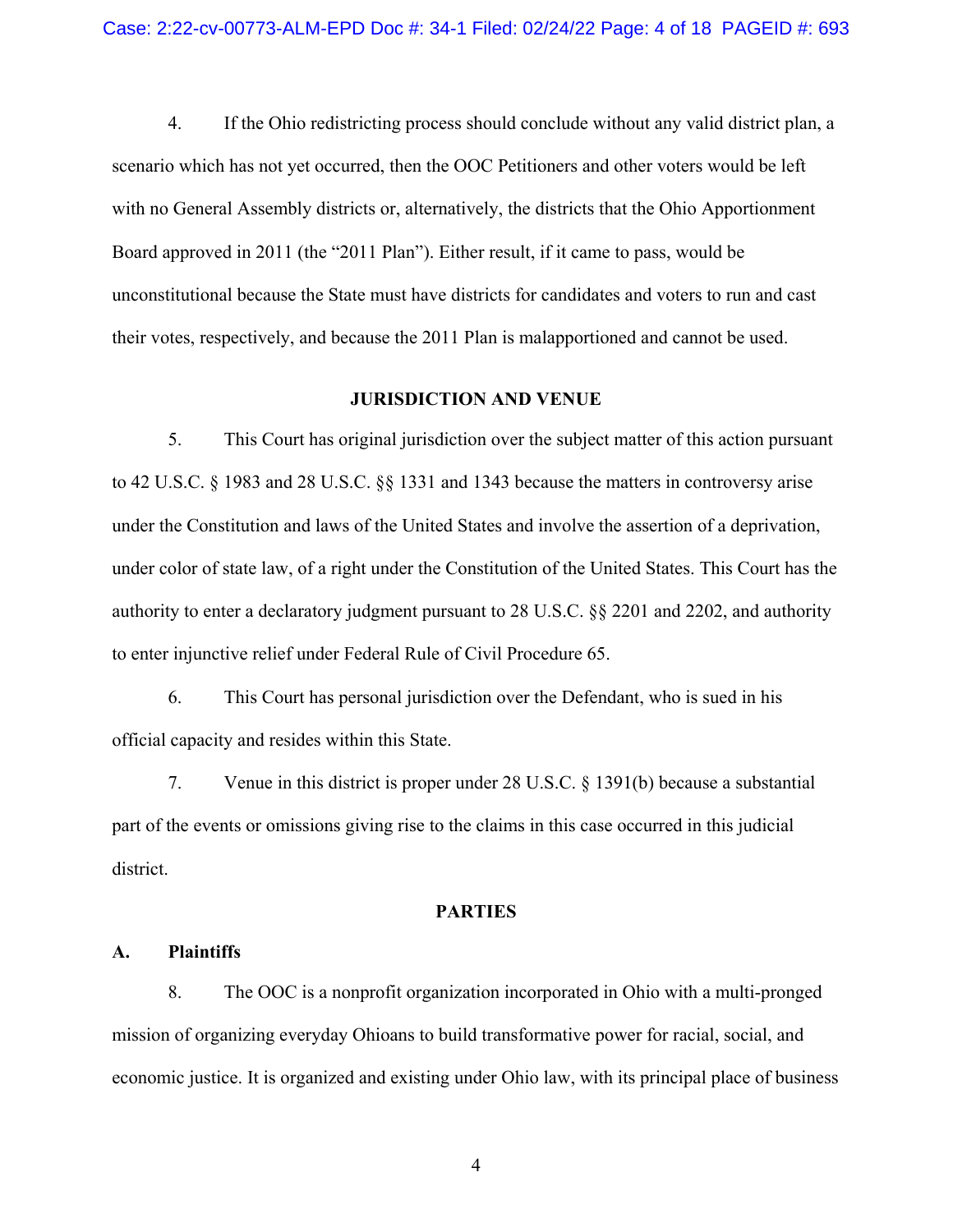4. If the Ohio redistricting process should conclude without any valid district plan, a scenario which has not yet occurred, then the OOC Petitioners and other voters would be left with no General Assembly districts or, alternatively, the districts that the Ohio Apportionment Board approved in 2011 (the "2011 Plan"). Either result, if it came to pass, would be unconstitutional because the State must have districts for candidates and voters to run and cast their votes, respectively, and because the 2011 Plan is malapportioned and cannot be used.

## JURISDICTION AND VENUE

5. This Court has original jurisdiction over the subject matter of this action pursuant to 42 U.S.C. § 1983 and 28 U.S.C. §§ 1331 and 1343 because the matters in controversy arise under the Constitution and laws of the United States and involve the assertion of a deprivation, under color of state law, of a right under the Constitution of the United States. This Court has the authority to enter a declaratory judgment pursuant to 28 U.S.C. §§ 2201 and 2202, and authority to enter injunctive relief under Federal Rule of Civil Procedure 65.

6. This Court has personal jurisdiction over the Defendant, who is sued in his official capacity and resides within this State.

7. Venue in this district is proper under 28 U.S.C. § 1391(b) because a substantial part of the events or omissions giving rise to the claims in this case occurred in this judicial district.

## PARTIES

### A. Plaintiffs

8. The OOC is a nonprofit organization incorporated in Ohio with a multi-pronged mission of organizing everyday Ohioans to build transformative power for racial, social, and economic justice. It is organized and existing under Ohio law, with its principal place of business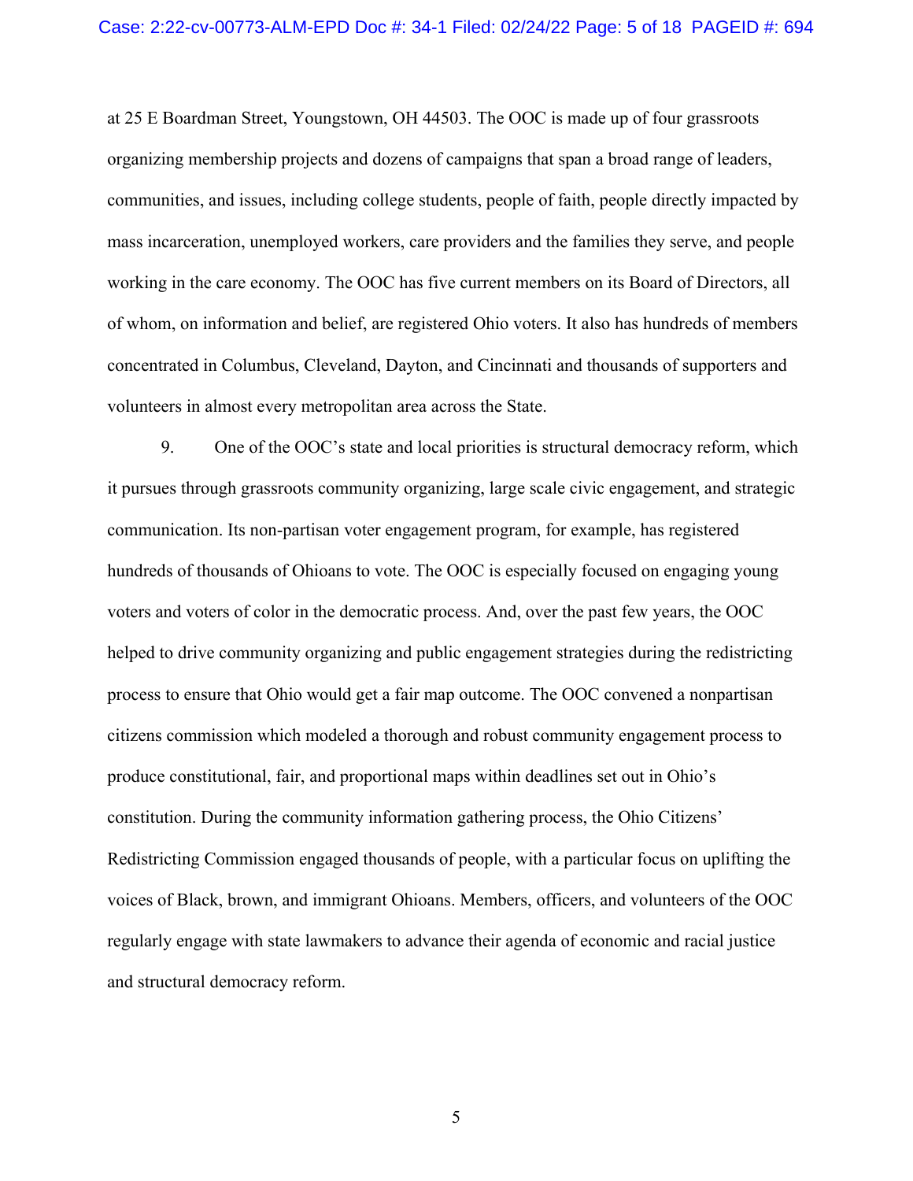at 25 E Boardman Street, Youngstown, OH 44503. The OOC is made up of four grassroots organizing membership projects and dozens of campaigns that span a broad range of leaders, communities, and issues, including college students, people of faith, people directly impacted by mass incarceration, unemployed workers, care providers and the families they serve, and people working in the care economy. The OOC has five current members on its Board of Directors, all of whom, on information and belief, are registered Ohio voters. It also has hundreds of members concentrated in Columbus, Cleveland, Dayton, and Cincinnati and thousands of supporters and volunteers in almost every metropolitan area across the State.

9. One of the OOC's state and local priorities is structural democracy reform, which it pursues through grassroots community organizing, large scale civic engagement, and strategic communication. Its non-partisan voter engagement program, for example, has registered hundreds of thousands of Ohioans to vote. The OOC is especially focused on engaging young voters and voters of color in the democratic process. And, over the past few years, the OOC helped to drive community organizing and public engagement strategies during the redistricting process to ensure that Ohio would get a fair map outcome. The OOC convened a nonpartisan citizens commission which modeled a thorough and robust community engagement process to produce constitutional, fair, and proportional maps within deadlines set out in Ohio's constitution. During the community information gathering process, the Ohio Citizens' Redistricting Commission engaged thousands of people, with a particular focus on uplifting the voices of Black, brown, and immigrant Ohioans. Members, officers, and volunteers of the OOC regularly engage with state lawmakers to advance their agenda of economic and racial justice and structural democracy reform.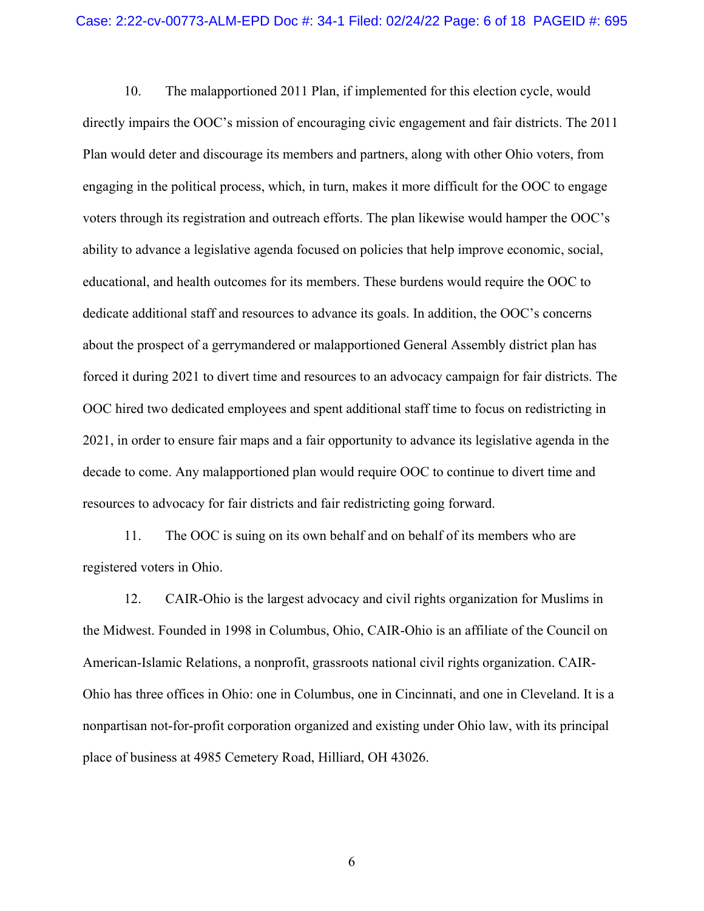10. The malapportioned 2011 Plan, if implemented for this election cycle, would directly impairs the OOC's mission of encouraging civic engagement and fair districts. The 2011 Plan would deter and discourage its members and partners, along with other Ohio voters, from engaging in the political process, which, in turn, makes it more difficult for the OOC to engage voters through its registration and outreach efforts. The plan likewise would hamper the OOC's ability to advance a legislative agenda focused on policies that help improve economic, social, educational, and health outcomes for its members. These burdens would require the OOC to dedicate additional staff and resources to advance its goals. In addition, the OOC's concerns about the prospect of a gerrymandered or malapportioned General Assembly district plan has forced it during 2021 to divert time and resources to an advocacy campaign for fair districts. The OOC hired two dedicated employees and spent additional staff time to focus on redistricting in 2021, in order to ensure fair maps and a fair opportunity to advance its legislative agenda in the decade to come. Any malapportioned plan would require OOC to continue to divert time and resources to advocacy for fair districts and fair redistricting going forward.

11. The OOC is suing on its own behalf and on behalf of its members who are registered voters in Ohio.

12. CAIR-Ohio is the largest advocacy and civil rights organization for Muslims in the Midwest. Founded in 1998 in Columbus, Ohio, CAIR-Ohio is an affiliate of the Council on American-Islamic Relations, a nonprofit, grassroots national civil rights organization. CAIR-Ohio has three offices in Ohio: one in Columbus, one in Cincinnati, and one in Cleveland. It is a nonpartisan not-for-profit corporation organized and existing under Ohio law, with its principal place of business at 4985 Cemetery Road, Hilliard, OH 43026.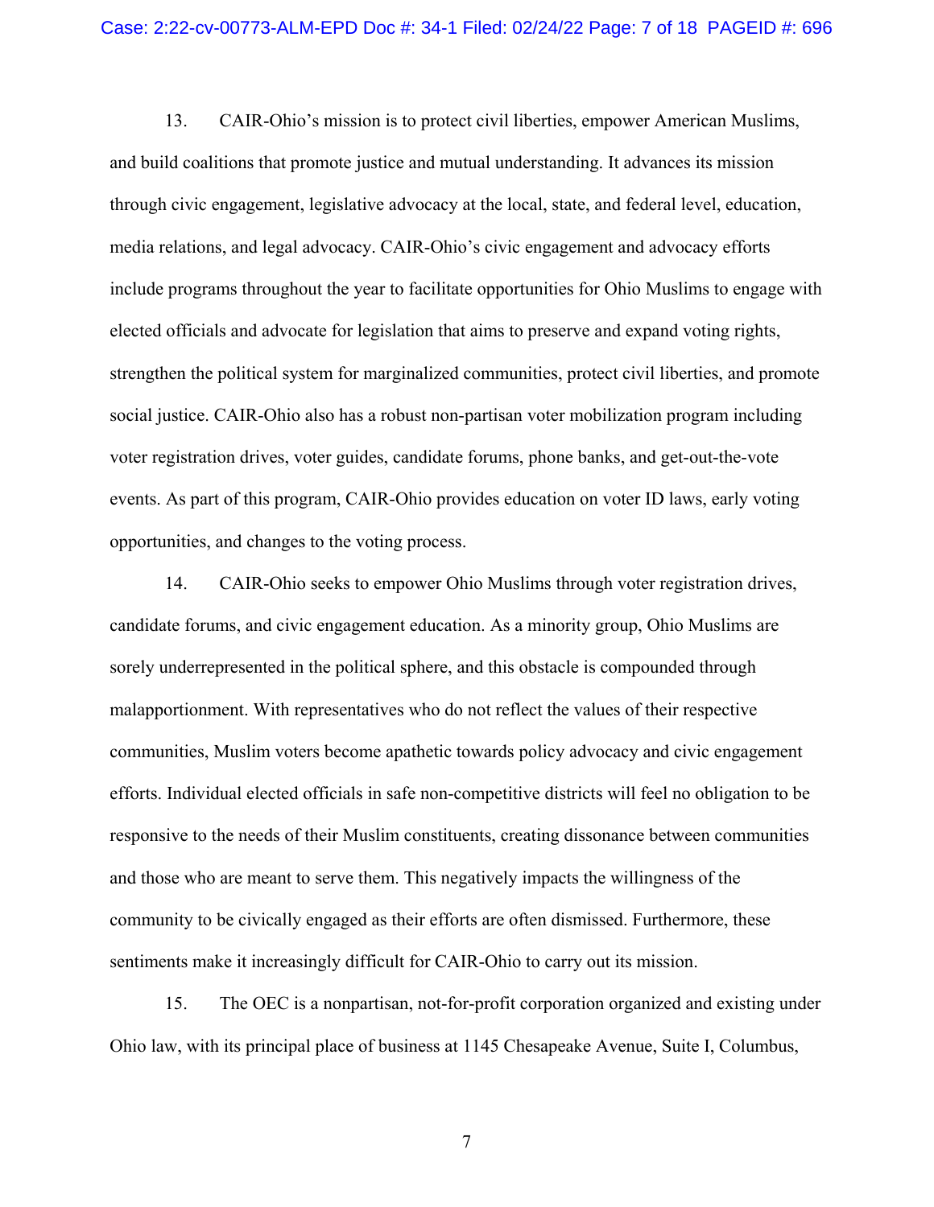13. CAIR-Ohio's mission is to protect civil liberties, empower American Muslims, and build coalitions that promote justice and mutual understanding. It advances its mission through civic engagement, legislative advocacy at the local, state, and federal level, education, media relations, and legal advocacy. CAIR-Ohio's civic engagement and advocacy efforts include programs throughout the year to facilitate opportunities for Ohio Muslims to engage with elected officials and advocate for legislation that aims to preserve and expand voting rights, strengthen the political system for marginalized communities, protect civil liberties, and promote social justice. CAIR-Ohio also has a robust non-partisan voter mobilization program including voter registration drives, voter guides, candidate forums, phone banks, and get-out-the-vote events. As part of this program, CAIR-Ohio provides education on voter ID laws, early voting opportunities, and changes to the voting process.

14. CAIR-Ohio seeks to empower Ohio Muslims through voter registration drives, candidate forums, and civic engagement education. As a minority group, Ohio Muslims are sorely underrepresented in the political sphere, and this obstacle is compounded through malapportionment. With representatives who do not reflect the values of their respective communities, Muslim voters become apathetic towards policy advocacy and civic engagement efforts. Individual elected officials in safe non-competitive districts will feel no obligation to be responsive to the needs of their Muslim constituents, creating dissonance between communities and those who are meant to serve them. This negatively impacts the willingness of the community to be civically engaged as their efforts are often dismissed. Furthermore, these sentiments make it increasingly difficult for CAIR-Ohio to carry out its mission.

15. The OEC is a nonpartisan, not-for-profit corporation organized and existing under Ohio law, with its principal place of business at 1145 Chesapeake Avenue, Suite I, Columbus,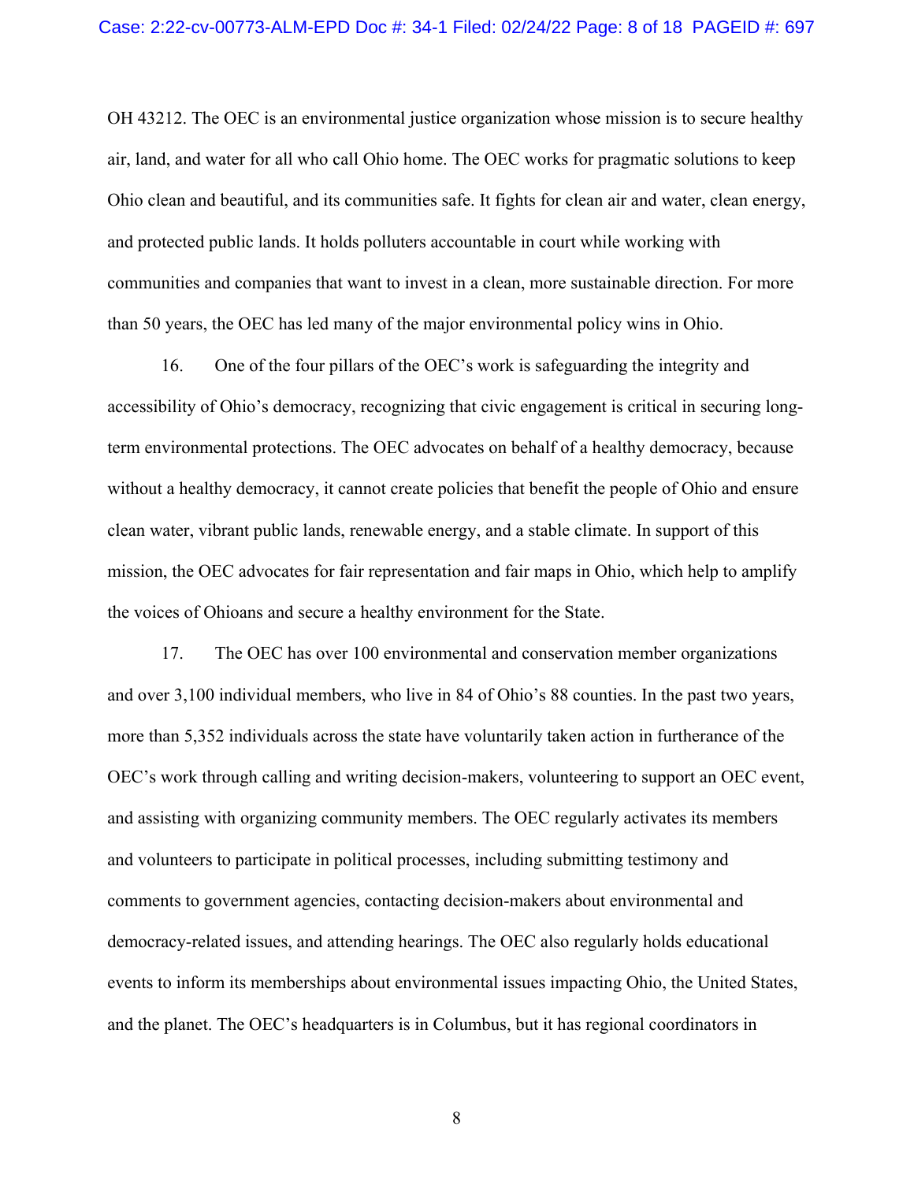OH 43212. The OEC is an environmental justice organization whose mission is to secure healthy air, land, and water for all who call Ohio home. The OEC works for pragmatic solutions to keep Ohio clean and beautiful, and its communities safe. It fights for clean air and water, clean energy, and protected public lands. It holds polluters accountable in court while working with communities and companies that want to invest in a clean, more sustainable direction. For more than 50 years, the OEC has led many of the major environmental policy wins in Ohio.

16. One of the four pillars of the OEC's work is safeguarding the integrity and accessibility of Ohio's democracy, recognizing that civic engagement is critical in securing long-term environmental protections. The OEC advocates on behalf of a healthy democracy, because without a healthy democracy, it cannot create policies that benefit the people of Ohio and ensure clean water, vibrant public lands, renewable energy, and a stable climate. In support of this mission, the OEC advocates for fair representation and fair maps in Ohio, which help to amplify the voices of Ohioans and secure a healthy environment for the State.

17. The OEC has over 100 environmental and conservation member organizations and over 3,100 individual members, who live in 84 of Ohio's 88 counties. In the past two years, more than 5,352 individuals across the state have voluntarily taken action in furtherance of the OEC's work through calling and writing decision-makers, volunteering to support an OEC event, and assisting with organizing community members. The OEC regularly activates its members and volunteers to participate in political processes, including submitting testimony and comments to government agencies, contacting decision-makers about environmental and democracy-related issues, and attending hearings. The OEC also regularly holds educational events to inform its memberships about environmental issues impacting Ohio, the United States, and the planet. The OEC's headquarters is in Columbus, but it has regional coordinators in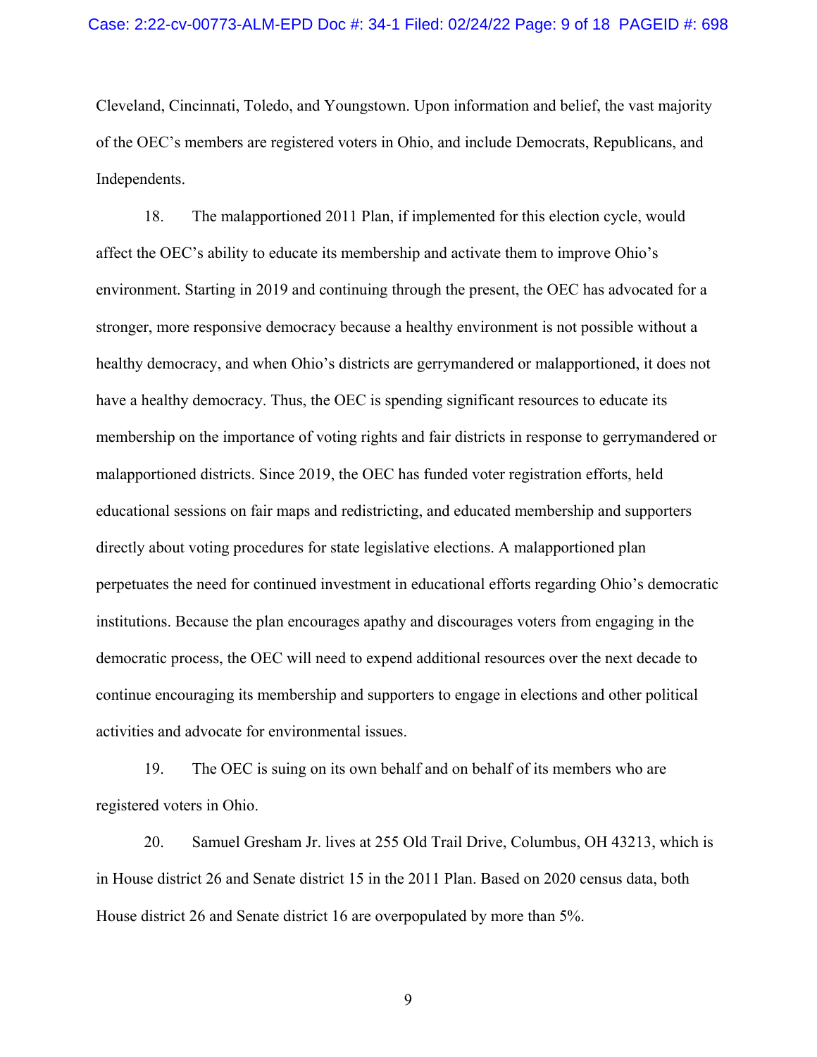Cleveland, Cincinnati, Toledo, and Youngstown. Upon information and belief, the vast majority of the OEC's members are registered voters in Ohio, and include Democrats, Republicans, and Independents.

18. The malapportioned 2011 Plan, if implemented for this election cycle, would affect the OEC's ability to educate its membership and activate them to improve Ohio's environment. Starting in 2019 and continuing through the present, the OEC has advocated for a stronger, more responsive democracy because a healthy environment is not possible without a healthy democracy, and when Ohio's districts are gerrymandered or malapportioned, it does not have a healthy democracy. Thus, the OEC is spending significant resources to educate its membership on the importance of voting rights and fair districts in response to gerrymandered or malapportioned districts. Since 2019, the OEC has funded voter registration efforts, held educational sessions on fair maps and redistricting, and educated membership and supporters directly about voting procedures for state legislative elections. A malapportioned plan perpetuates the need for continued investment in educational efforts regarding Ohio's democratic institutions. Because the plan encourages apathy and discourages voters from engaging in the democratic process, the OEC will need to expend additional resources over the next decade to continue encouraging its membership and supporters to engage in elections and other political activities and advocate for environmental issues.

19. The OEC is suing on its own behalf and on behalf of its members who are registered voters in Ohio.

20. Samuel Gresham Jr. lives at 255 Old Trail Drive, Columbus, OH 43213, which is in House district 26 and Senate district 15 in the 2011 Plan. Based on 2020 census data, both House district 26 and Senate district 16 are overpopulated by more than 5%.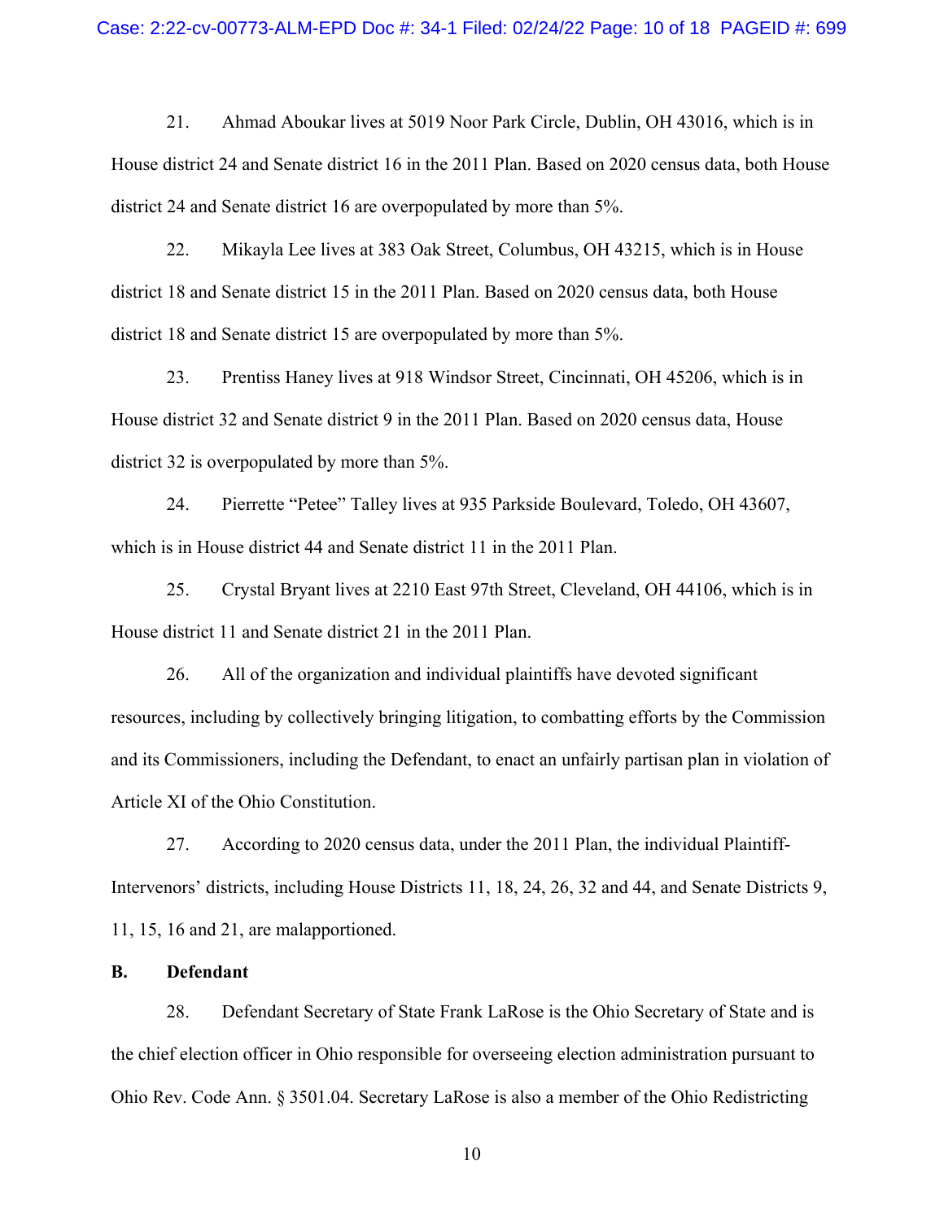21. Ahmad Aboukar lives at 5019 Noor Park Circle, Dublin, OH 43016, which is in House district 24 and Senate district 16 in the 2011 Plan. Based on 2020 census data, both House district 24 and Senate district 16 are overpopulated by more than 5%.

22. Mikayla Lee lives at 383 Oak Street, Columbus, OH 43215, which is in House district 18 and Senate district 15 in the 2011 Plan. Based on 2020 census data, both House district 18 and Senate district 15 are overpopulated by more than 5%.

23. Prentiss Haney lives at 918 Windsor Street, Cincinnati, OH 45206, which is in House district 32 and Senate district 9 in the 2011 Plan. Based on 2020 census data, House district 32 is overpopulated by more than 5%.

24. Pierrette "Petee" Talley lives at 935 Parkside Boulevard, Toledo, OH 43607, which is in House district 44 and Senate district 11 in the 2011 Plan.

25. Crystal Bryant lives at 2210 East 97th Street, Cleveland, OH 44106, which is in House district 11 and Senate district 21 in the 2011 Plan.

26. All of the organization and individual plaintiffs have devoted significant resources, including by collectively bringing litigation, to combatting efforts by the Commission and its Commissioners, including the Defendant, to enact an unfairly partisan plan in violation of Article XI of the Ohio Constitution.

27. According to 2020 census data, under the 2011 Plan, the individual Plaintiff-Intervenors' districts, including House Districts 11, 18, 24, 26, 32 and 44, and Senate Districts 9, 11, 15, 16 and 21, are malapportioned.

**B. Defendant**

28. Defendant Secretary of State Frank LaRose is the Ohio Secretary of State and is the chief election officer in Ohio responsible for overseeing election administration pursuant to Ohio Rev. Code Ann. § 3501.04. Secretary LaRose is also a member of the Ohio Redistricting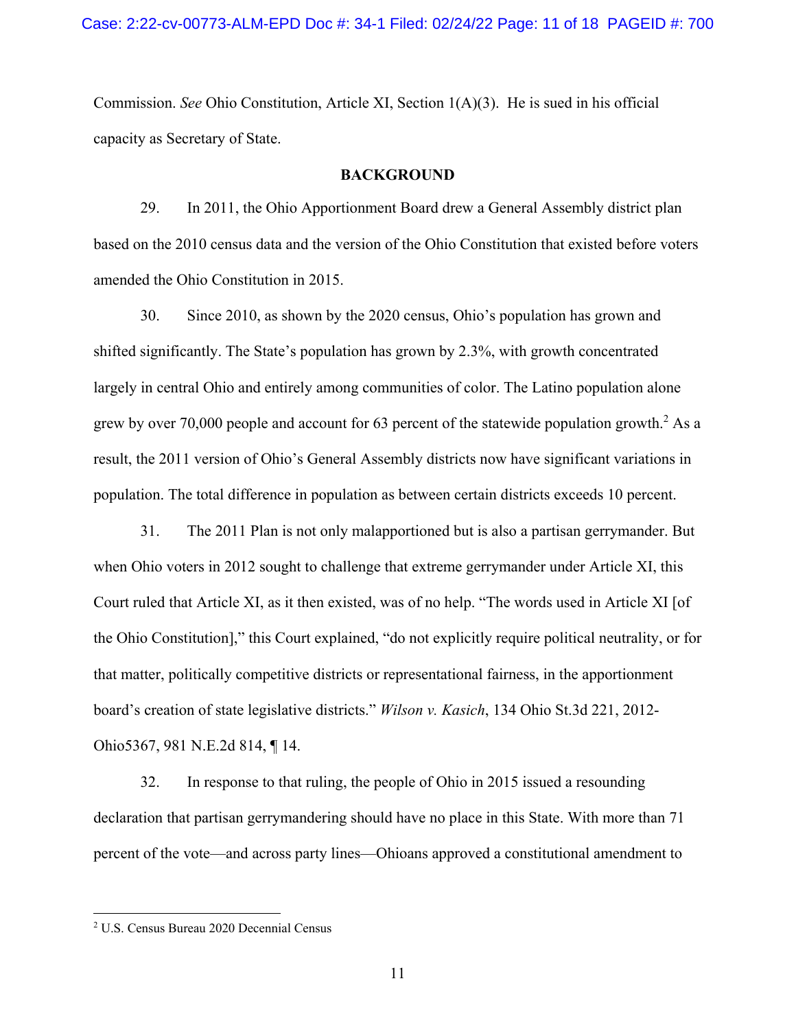Commission. *See* Ohio Constitution, Article XI, Section 1(A)(3). He is sued in his official capacity as Secretary of State.

**BACKGROUND**

29. In 2011, the Ohio Apportionment Board drew a General Assembly district plan based on the 2010 census data and the version of the Ohio Constitution that existed before voters amended the Ohio Constitution in 2015.

30. Since 2010, as shown by the 2020 census, Ohio's population has grown and shifted significantly. The State's population has grown by 2.3%, with growth concentrated largely in central Ohio and entirely among communities of color. The Latino population alone grew by over 70,000 people and account for 63 percent of the statewide population growth.[2] As a result, the 2011 version of Ohio's General Assembly districts now have significant variations in population. The total difference in population as between certain districts exceeds 10 percent.

31. The 2011 Plan is not only malapportioned but is also a partisan gerrymander. But when Ohio voters in 2012 sought to challenge that extreme gerrymander under Article XI, this Court ruled that Article XI, as it then existed, was of no help. "The words used in Article XI [of the Ohio Constitution]," this Court explained, "do not explicitly require political neutrality, or for that matter, politically competitive districts or representational fairness, in the apportionment board's creation of state legislative districts." *Wilson v. Kasich*, 134 Ohio St.3d 221, 2012-Ohio5367, 981 N.E.2d 814, ¶ 14.

32. In response to that ruling, the people of Ohio in 2015 issued a resounding declaration that partisan gerrymandering should have no place in this State. With more than 71 percent of the vote—and across party lines—Ohioans approved a constitutional amendment to

---

[2] U.S. Census Bureau 2020 Decennial Census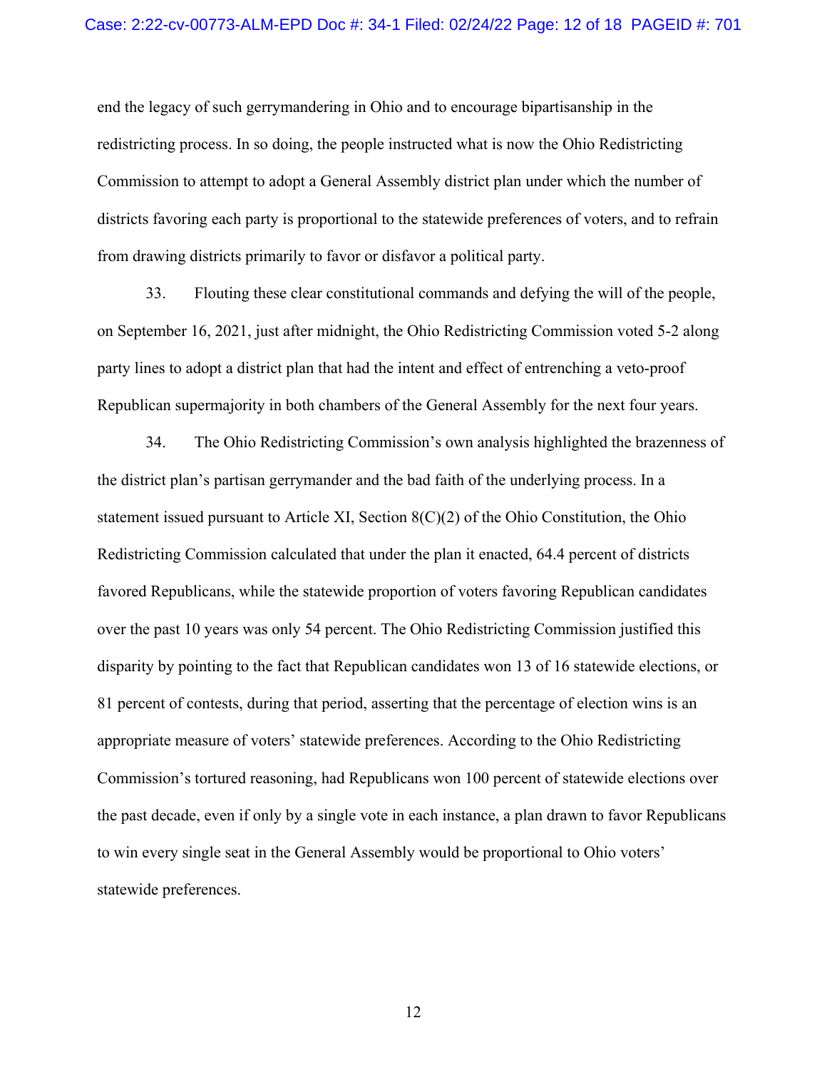end the legacy of such gerrymandering in Ohio and to encourage bipartisanship in the redistricting process. In so doing, the people instructed what is now the Ohio Redistricting Commission to attempt to adopt a General Assembly district plan under which the number of districts favoring each party is proportional to the statewide preferences of voters, and to refrain from drawing districts primarily to favor or disfavor a political party.

33. Flouting these clear constitutional commands and defying the will of the people, on September 16, 2021, just after midnight, the Ohio Redistricting Commission voted 5-2 along party lines to adopt a district plan that had the intent and effect of entrenching a veto-proof Republican supermajority in both chambers of the General Assembly for the next four years.

34. The Ohio Redistricting Commission's own analysis highlighted the brazenness of the district plan's partisan gerrymander and the bad faith of the underlying process. In a statement issued pursuant to Article XI, Section 8(C)(2) of the Ohio Constitution, the Ohio Redistricting Commission calculated that under the plan it enacted, 64.4 percent of districts favored Republicans, while the statewide proportion of voters favoring Republican candidates over the past 10 years was only 54 percent. The Ohio Redistricting Commission justified this disparity by pointing to the fact that Republican candidates won 13 of 16 statewide elections, or 81 percent of contests, during that period, asserting that the percentage of election wins is an appropriate measure of voters' statewide preferences. According to the Ohio Redistricting Commission's tortured reasoning, had Republicans won 100 percent of statewide elections over the past decade, even if only by a single vote in each instance, a plan drawn to favor Republicans to win every single seat in the General Assembly would be proportional to Ohio voters' statewide preferences.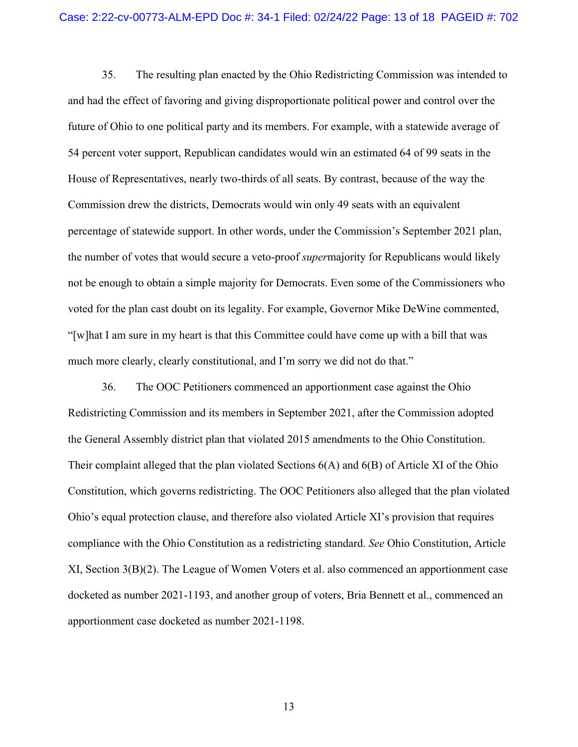35. The resulting plan enacted by the Ohio Redistricting Commission was intended to and had the effect of favoring and giving disproportionate political power and control over the future of Ohio to one political party and its members. For example, with a statewide average of 54 percent voter support, Republican candidates would win an estimated 64 of 99 seats in the House of Representatives, nearly two-thirds of all seats. By contrast, because of the way the Commission drew the districts, Democrats would win only 49 seats with an equivalent percentage of statewide support. In other words, under the Commission's September 2021 plan, the number of votes that would secure a veto-proof *super*majority for Republicans would likely not be enough to obtain a simple majority for Democrats. Even some of the Commissioners who voted for the plan cast doubt on its legality. For example, Governor Mike DeWine commented, "[w]hat I am sure in my heart is that this Committee could have come up with a bill that was much more clearly, clearly constitutional, and I'm sorry we did not do that."

36. The OOC Petitioners commenced an apportionment case against the Ohio Redistricting Commission and its members in September 2021, after the Commission adopted the General Assembly district plan that violated 2015 amendments to the Ohio Constitution. Their complaint alleged that the plan violated Sections 6(A) and 6(B) of Article XI of the Ohio Constitution, which governs redistricting. The OOC Petitioners also alleged that the plan violated Ohio's equal protection clause, and therefore also violated Article XI's provision that requires compliance with the Ohio Constitution as a redistricting standard. *See* Ohio Constitution, Article XI, Section 3(B)(2). The League of Women Voters et al. also commenced an apportionment case docketed as number 2021-1193, and another group of voters, Bria Bennett et al., commenced an apportionment case docketed as number 2021-1198.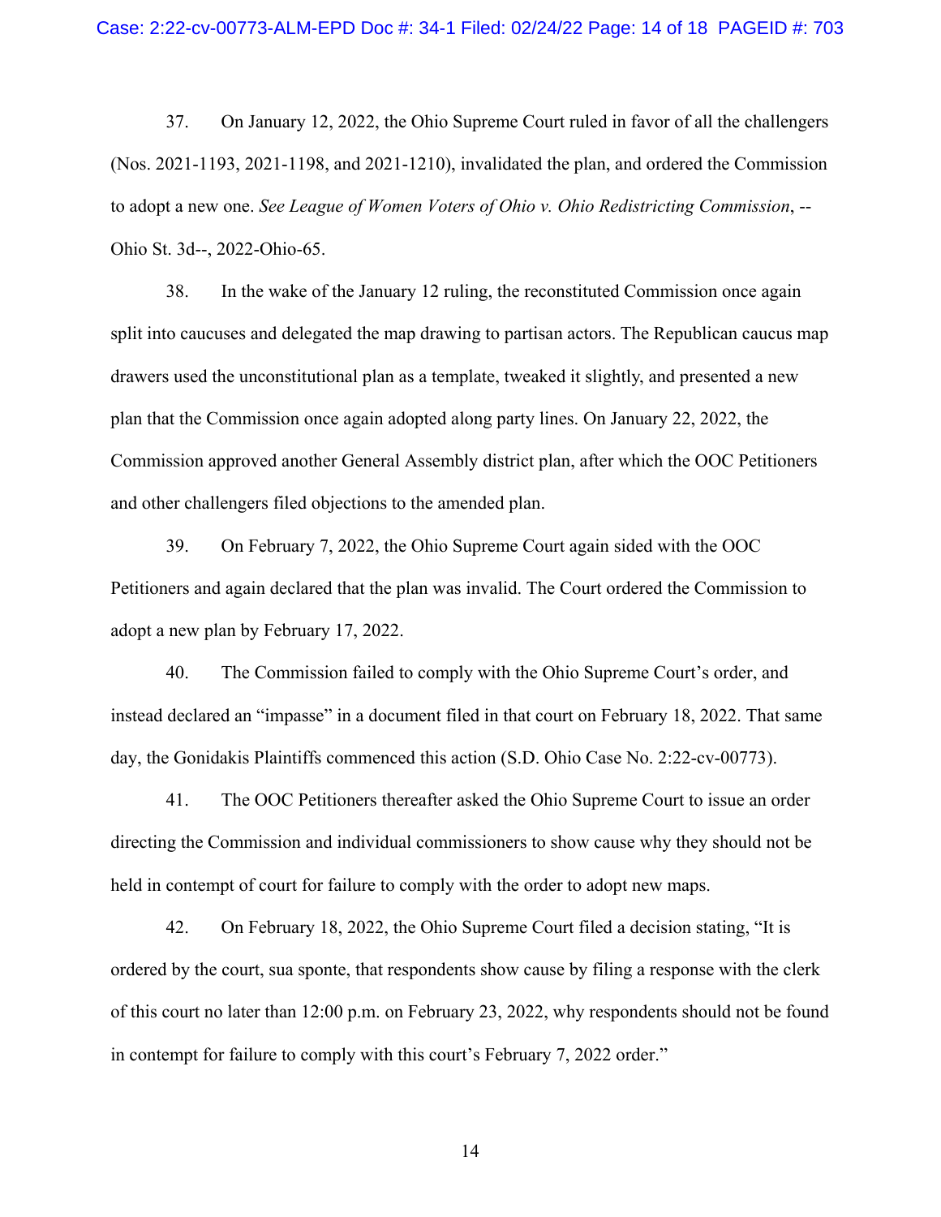37. On January 12, 2022, the Ohio Supreme Court ruled in favor of all the challengers (Nos. 2021-1193, 2021-1198, and 2021-1210), invalidated the plan, and ordered the Commission to adopt a new one. *See League of Women Voters of Ohio v. Ohio Redistricting Commission*, --Ohio St. 3d--, 2022-Ohio-65.

38. In the wake of the January 12 ruling, the reconstituted Commission once again split into caucuses and delegated the map drawing to partisan actors. The Republican caucus map drawers used the unconstitutional plan as a template, tweaked it slightly, and presented a new plan that the Commission once again adopted along party lines. On January 22, 2022, the Commission approved another General Assembly district plan, after which the OOC Petitioners and other challengers filed objections to the amended plan.

39. On February 7, 2022, the Ohio Supreme Court again sided with the OOC Petitioners and again declared that the plan was invalid. The Court ordered the Commission to adopt a new plan by February 17, 2022.

40. The Commission failed to comply with the Ohio Supreme Court's order, and instead declared an "impasse" in a document filed in that court on February 18, 2022. That same day, the Gonidakis Plaintiffs commenced this action (S.D. Ohio Case No. 2:22-cv-00773).

41. The OOC Petitioners thereafter asked the Ohio Supreme Court to issue an order directing the Commission and individual commissioners to show cause why they should not be held in contempt of court for failure to comply with the order to adopt new maps.

42. On February 18, 2022, the Ohio Supreme Court filed a decision stating, "It is ordered by the court, sua sponte, that respondents show cause by filing a response with the clerk of this court no later than 12:00 p.m. on February 23, 2022, why respondents should not be found in contempt for failure to comply with this court's February 7, 2022 order."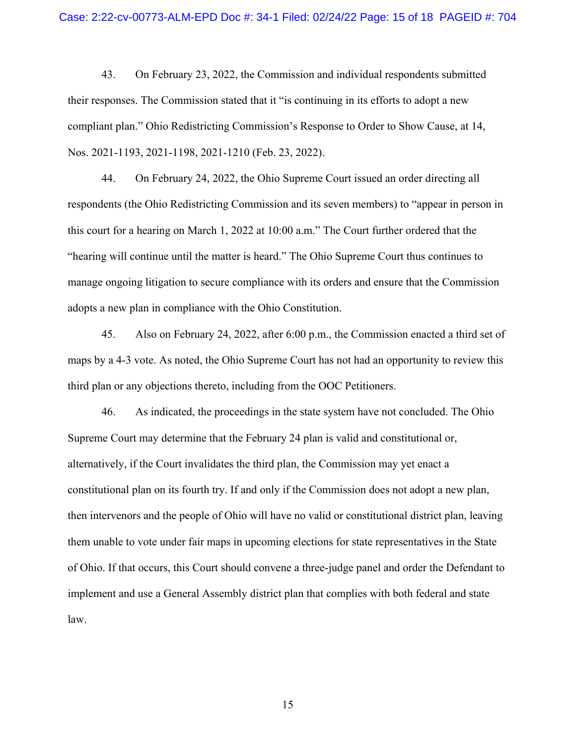43. On February 23, 2022, the Commission and individual respondents submitted their responses. The Commission stated that it "is continuing in its efforts to adopt a new compliant plan." Ohio Redistricting Commission's Response to Order to Show Cause, at 14, Nos. 2021-1193, 2021-1198, 2021-1210 (Feb. 23, 2022).

44. On February 24, 2022, the Ohio Supreme Court issued an order directing all respondents (the Ohio Redistricting Commission and its seven members) to "appear in person in this court for a hearing on March 1, 2022 at 10:00 a.m." The Court further ordered that the "hearing will continue until the matter is heard." The Ohio Supreme Court thus continues to manage ongoing litigation to secure compliance with its orders and ensure that the Commission adopts a new plan in compliance with the Ohio Constitution.

45. Also on February 24, 2022, after 6:00 p.m., the Commission enacted a third set of maps by a 4-3 vote. As noted, the Ohio Supreme Court has not had an opportunity to review this third plan or any objections thereto, including from the OOC Petitioners.

46. As indicated, the proceedings in the state system have not concluded. The Ohio Supreme Court may determine that the February 24 plan is valid and constitutional or, alternatively, if the Court invalidates the third plan, the Commission may yet enact a constitutional plan on its fourth try. If and only if the Commission does not adopt a new plan, then intervenors and the people of Ohio will have no valid or constitutional district plan, leaving them unable to vote under fair maps in upcoming elections for state representatives in the State of Ohio. If that occurs, this Court should convene a three-judge panel and order the Defendant to implement and use a General Assembly district plan that complies with both federal and state law.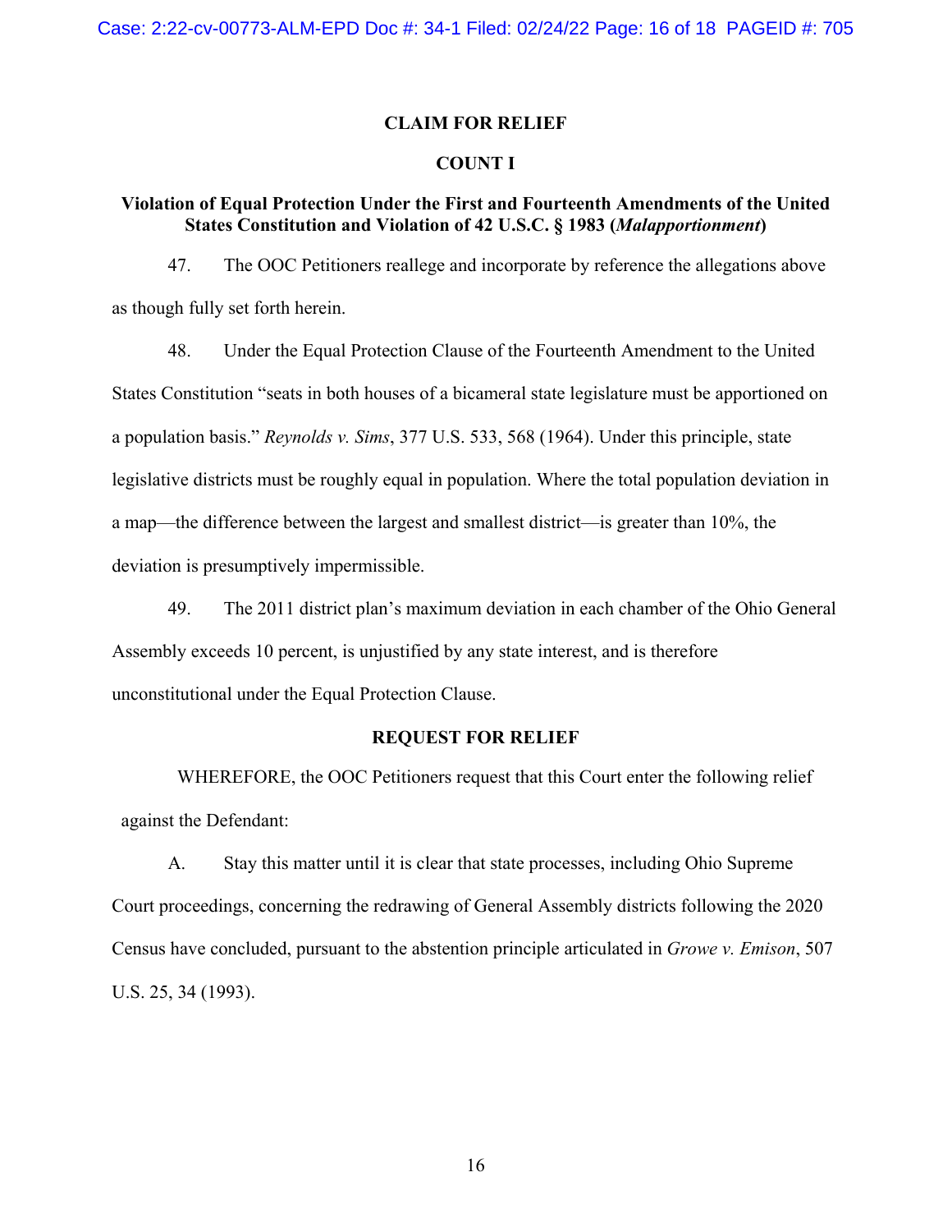## CLAIM FOR RELIEF

### COUNT I

### Violation of Equal Protection Under the First and Fourteenth Amendments of the United States Constitution and Violation of 42 U.S.C. § 1983 (*Malapportionment*)

47. The OOC Petitioners reallege and incorporate by reference the allegations above as though fully set forth herein.

48. Under the Equal Protection Clause of the Fourteenth Amendment to the United States Constitution "seats in both houses of a bicameral state legislature must be apportioned on a population basis." *Reynolds v. Sims*, 377 U.S. 533, 568 (1964). Under this principle, state legislative districts must be roughly equal in population. Where the total population deviation in a map—the difference between the largest and smallest district—is greater than 10%, the deviation is presumptively impermissible.

49. The 2011 district plan's maximum deviation in each chamber of the Ohio General Assembly exceeds 10 percent, is unjustified by any state interest, and is therefore unconstitutional under the Equal Protection Clause.

## REQUEST FOR RELIEF

WHEREFORE, the OOC Petitioners request that this Court enter the following relief against the Defendant:

A. Stay this matter until it is clear that state processes, including Ohio Supreme Court proceedings, concerning the redrawing of General Assembly districts following the 2020 Census have concluded, pursuant to the abstention principle articulated in *Growe v. Emison*, 507 U.S. 25, 34 (1993).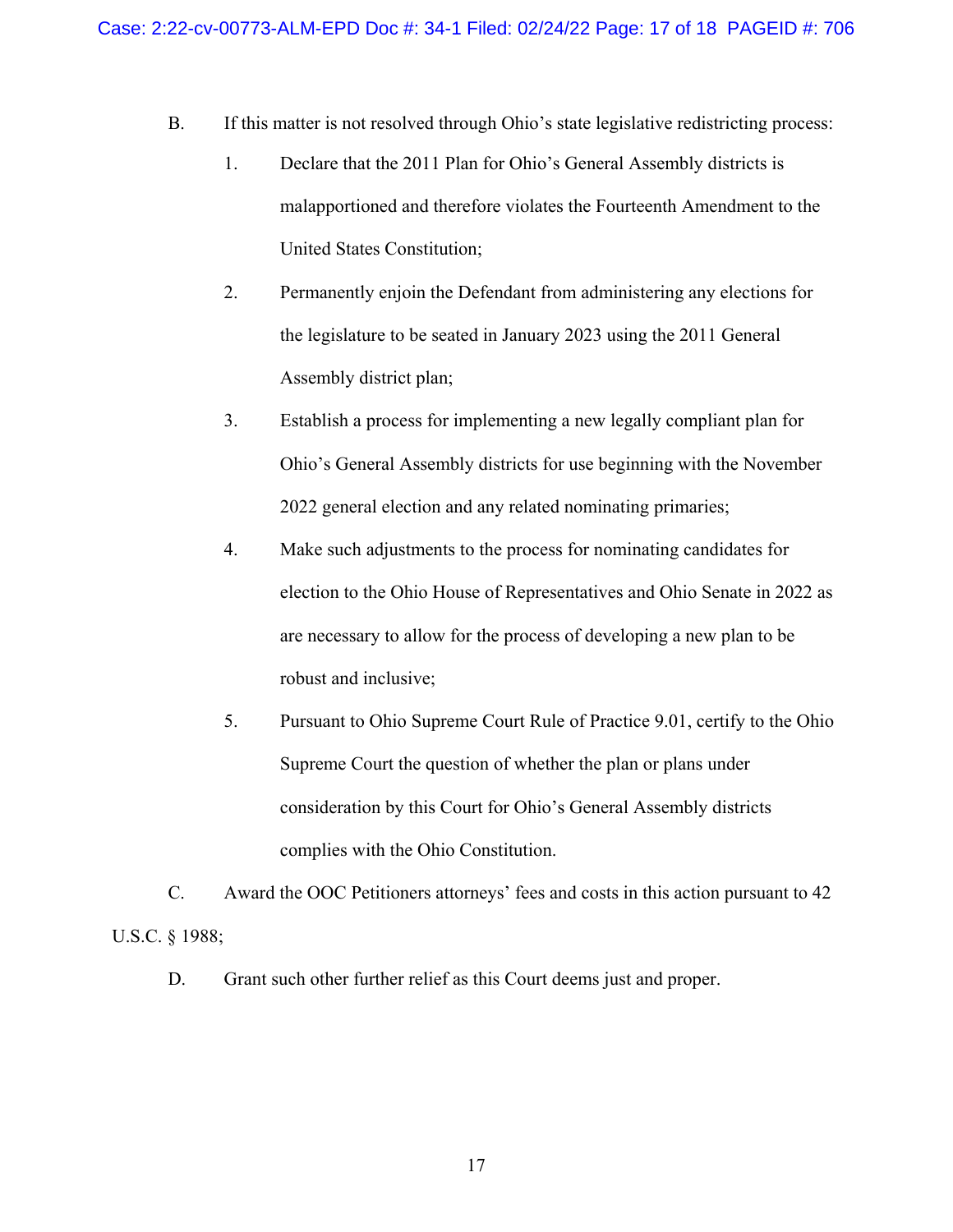B. If this matter is not resolved through Ohio's state legislative redistricting process:

1. Declare that the 2011 Plan for Ohio's General Assembly districts is malapportioned and therefore violates the Fourteenth Amendment to the United States Constitution;

2. Permanently enjoin the Defendant from administering any elections for the legislature to be seated in January 2023 using the 2011 General Assembly district plan;

3. Establish a process for implementing a new legally compliant plan for Ohio's General Assembly districts for use beginning with the November 2022 general election and any related nominating primaries;

4. Make such adjustments to the process for nominating candidates for election to the Ohio House of Representatives and Ohio Senate in 2022 as are necessary to allow for the process of developing a new plan to be robust and inclusive;

5. Pursuant to Ohio Supreme Court Rule of Practice 9.01, certify to the Ohio Supreme Court the question of whether the plan or plans under consideration by this Court for Ohio's General Assembly districts complies with the Ohio Constitution.

C. Award the OOC Petitioners attorneys' fees and costs in this action pursuant to 42 U.S.C. § 1988;

D. Grant such other further relief as this Court deems just and proper.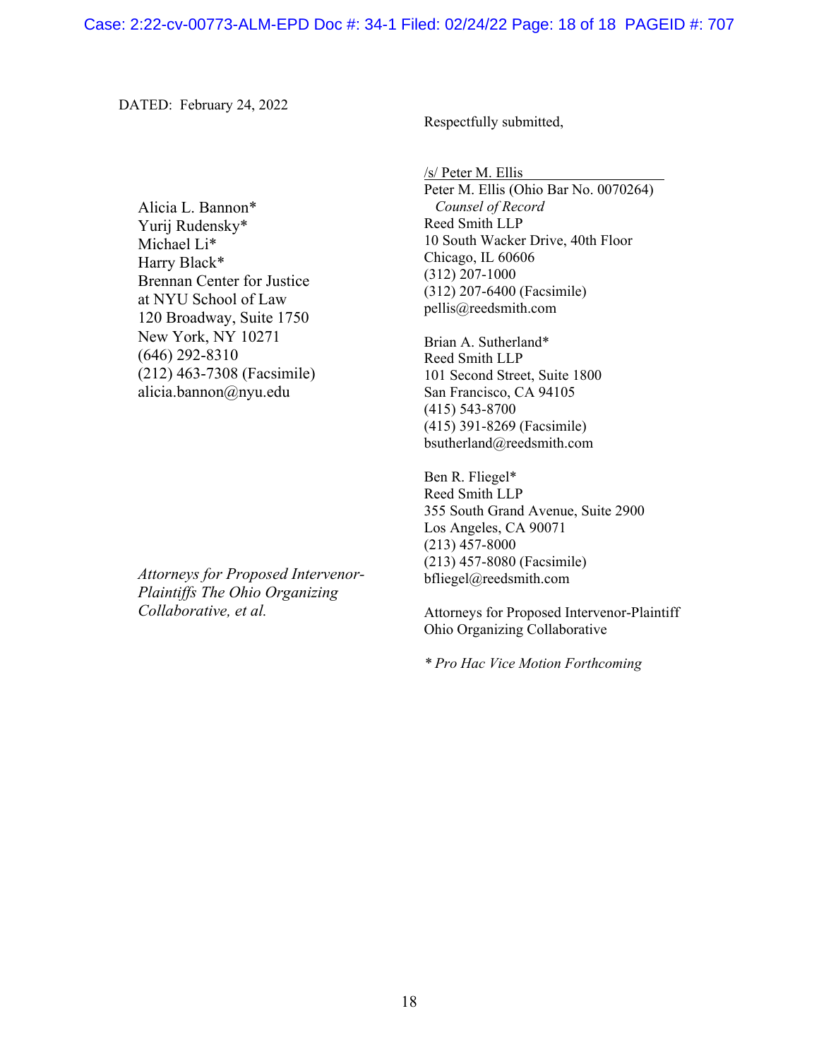DATED: February 24, 2022

Respectfully submitted,

/s/ Peter M. Ellis
Peter M. Ellis (Ohio Bar No. 0070264)
*Counsel of Record*
Reed Smith LLP
10 South Wacker Drive, 40th Floor
Chicago, IL 60606
(312) 207-1000
(312) 207-6400 (Facsimile)
pellis@reedsmith.com

Brian A. Sutherland*
Reed Smith LLP
101 Second Street, Suite 1800
San Francisco, CA 94105
(415) 543-8700
(415) 391-8269 (Facsimile)
bsutherland@reedsmith.com

Ben R. Fliegel*
Reed Smith LLP
355 South Grand Avenue, Suite 2900
Los Angeles, CA 90071
(213) 457-8000
(213) 457-8080 (Facsimile)
bfliegel@reedsmith.com

Attorneys for Proposed Intervenor-Plaintiff Ohio Organizing Collaborative

Alicia L. Bannon*
Yurij Rudensky*
Michael Li*
Harry Black*
Brennan Center for Justice
at NYU School of Law
120 Broadway, Suite 1750
New York, NY 10271
(646) 292-8310
(212) 463-7308 (Facsimile)
alicia.bannon@nyu.edu

*Attorneys for Proposed Intervenor-Plaintiffs The Ohio Organizing Collaborative, et al.*

*\* Pro Hac Vice Motion Forthcoming*